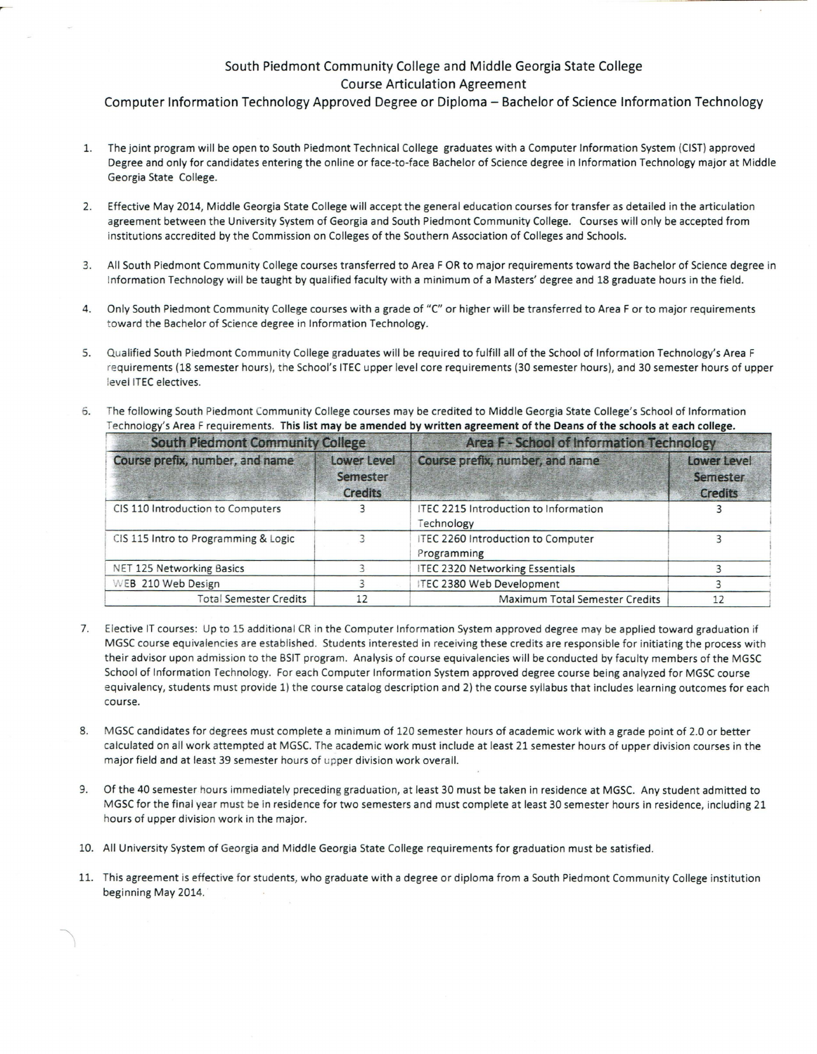# South Piedmont Community College and Middle Georgia State College

## Course Articulation Agreement

### Computer Information Technology Approved Degree or Diploma – Bachelor of Science Information Technology

1. The joint program will be open to South Piedmont Technical College graduates with a Computer Information System (CIST) approved Degree and only for candidates entering the online or face-to-face Bachelor of Science degree in Information Technology major at Middle Georgia State College.

2. Effective May 2014, Middle Georgia State College will accept the general education courses for transfer as detailed in the articulation agreement between the University System of Georgia and South Piedmont Community College. Courses will only be accepted from institutions accredited by the Commission on Colleges of the Southern Association of Colleges and Schools.

3. All South Piedmont Community College courses transferred to Area F OR to major requirements toward the Bachelor of Science degree in Information Technology will be taught by qualified faculty with a minimum of a Masters' degree and 18 graduate hours in the field.

4. Only South Piedmont Community College courses with a grade of "C" or higher will be transferred to Area F or to major requirements toward the Bachelor of Science degree in Information Technology.

5. Qualified South Piedmont Community College graduates will be required to fulfill all of the School of Information Technology's Area F requirements (18 semester hours), the School's ITEC upper level core requirements (30 semester hours), and 30 semester hours of upper level ITEC electives.

6. The following South Piedmont Community College courses may be credited to Middle Georgia State College's School of Information Technology's Area F requirements. **This list may be amended by written agreement of the Deans of the schools at each college.**

| South Piedmont Community College | | Area F - School of Information Technology | |
|---|---|---|---|
| Course prefix, number, and name | Lower Level Semester Credits | Course prefix, number, and name | Lower Level Semester Credits |
| CIS 110 Introduction to Computers | 3 | ITEC 2215 Introduction to Information Technology | 3 |
| CIS 115 Intro to Programming & Logic | 3 | ITEC 2260 Introduction to Computer Programming | 3 |
| NET 125 Networking Basics | 3 | ITEC 2320 Networking Essentials | 3 |
| WEB 210 Web Design | 3 | ITEC 2380 Web Development | 3 |
| Total Semester Credits | 12 | Maximum Total Semester Credits | 12 |

7. Elective IT courses: Up to 15 additional CR in the Computer Information System approved degree may be applied toward graduation if MGSC course equivalencies are established. Students interested in receiving these credits are responsible for initiating the process with their advisor upon admission to the BSIT program. Analysis of course equivalencies will be conducted by faculty members of the MGSC School of Information Technology. For each Computer Information System approved degree course being analyzed for MGSC course equivalency, students must provide 1) the course catalog description and 2) the course syllabus that includes learning outcomes for each course.

8. MGSC candidates for degrees must complete a minimum of 120 semester hours of academic work with a grade point of 2.0 or better calculated on all work attempted at MGSC. The academic work must include at least 21 semester hours of upper division courses in the major field and at least 39 semester hours of upper division work overall.

9. Of the 40 semester hours immediately preceding graduation, at least 30 must be taken in residence at MGSC. Any student admitted to MGSC for the final year must be in residence for two semesters and must complete at least 30 semester hours in residence, including 21 hours of upper division work in the major.

10. All University System of Georgia and Middle Georgia State College requirements for graduation must be satisfied.

11. This agreement is effective for students, who graduate with a degree or diploma from a South Piedmont Community College institution beginning May 2014.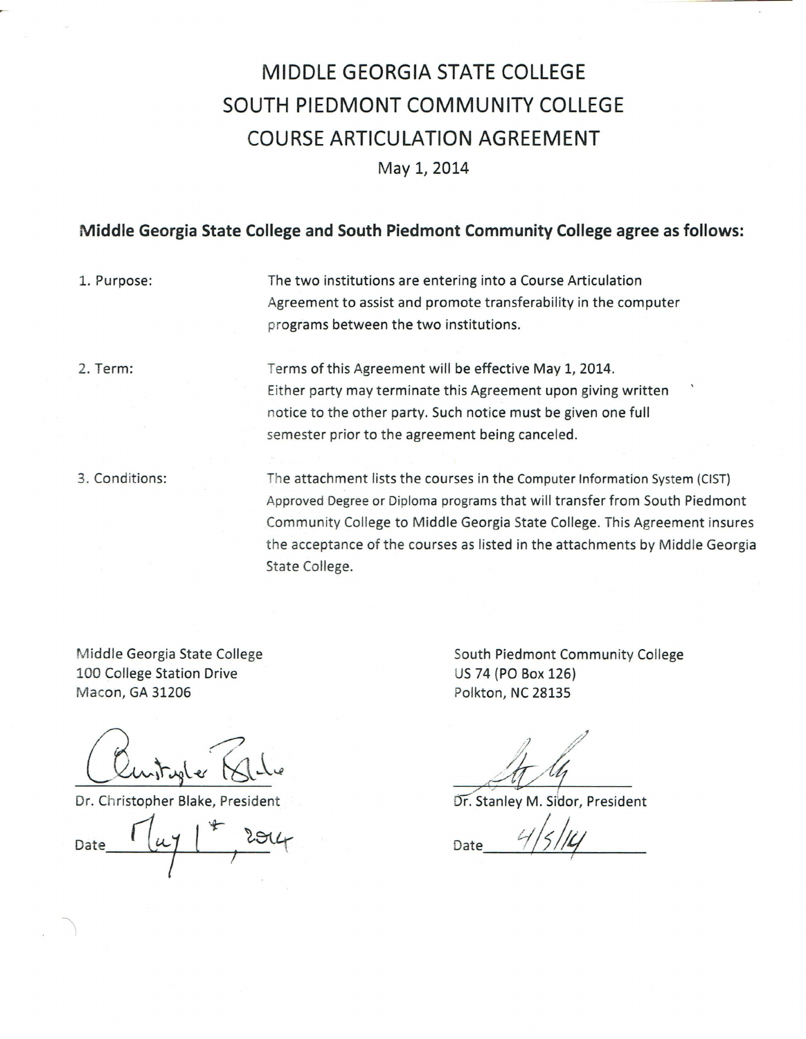# MIDDLE GEORGIA STATE COLLEGE
# SOUTH PIEDMONT COMMUNITY COLLEGE
# COURSE ARTICULATION AGREEMENT

May 1, 2014

**Middle Georgia State College and South Piedmont Community College agree as follows:**

| | |
|---|---|
| 1. Purpose: | The two institutions are entering into a Course Articulation Agreement to assist and promote transferability in the computer programs between the two institutions. |
| 2. Term: | Terms of this Agreement will be effective May 1, 2014. Either party may terminate this Agreement upon giving written notice to the other party. Such notice must be given one full semester prior to the agreement being canceled. |
| 3. Conditions: | The attachment lists the courses in the Computer Information System (CIST) Approved Degree or Diploma programs that will transfer from South Piedmont Community College to Middle Georgia State College. This Agreement insures the acceptance of the courses as listed in the attachments by Middle Georgia State College. |

Middle Georgia State College
100 College Station Drive
Macon, GA 31206

Dr. Christopher Blake, President

Date May 1st, 2014

South Piedmont Community College
US 74 (PO Box 126)
Polkton, NC 28135

Dr. Stanley M. Sidor, President

Date 4/5/14